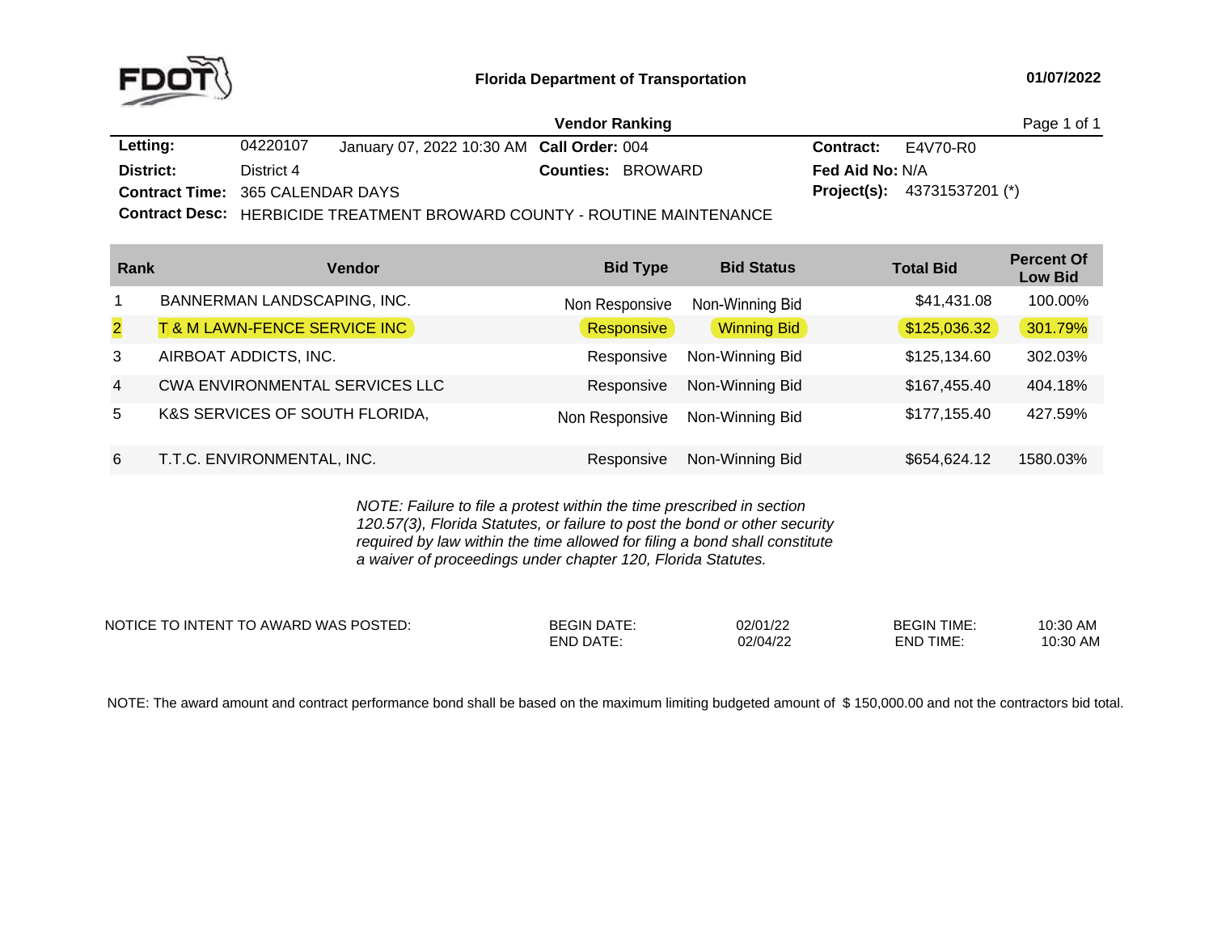# Florida Department of Transportation

01/07/2022

## Vendor Ranking

**Letting:** 04220107 January 07, 2022 10:30 AM **Call Order:** 004 **Contract:** E4V70-R0

**District:** District 4 **Counties:** BROWARD **Fed Aid No:** N/A

**Contract Time:** 365 CALENDAR DAYS **Project(s):** 43731537201 (*)

**Contract Desc:** HERBICIDE TREATMENT BROWARD COUNTY - ROUTINE MAINTENANCE

| Rank | Vendor | Bid Type | Bid Status | Total Bid | Percent Of Low Bid |
|---|---|---|---|---|---|
| 1 | BANNERMAN LANDSCAPING, INC. | Non Responsive | Non-Winning Bid | $41,431.08 | 100.00% |
| 2 | T & M LAWN-FENCE SERVICE INC | Responsive | Winning Bid | $125,036.32 | 301.79% |
| 3 | AIRBOAT ADDICTS, INC. | Responsive | Non-Winning Bid | $125,134.60 | 302.03% |
| 4 | CWA ENVIRONMENTAL SERVICES LLC | Responsive | Non-Winning Bid | $167,455.40 | 404.18% |
| 5 | K&S SERVICES OF SOUTH FLORIDA, | Non Responsive | Non-Winning Bid | $177,155.40 | 427.59% |
| 6 | T.T.C. ENVIRONMENTAL, INC. | Responsive | Non-Winning Bid | $654,624.12 | 1580.03% |

*NOTE: Failure to file a protest within the time prescribed in section 120.57(3), Florida Statutes, or failure to post the bond or other security required by law within the time allowed for filing a bond shall constitute a waiver of proceedings under chapter 120, Florida Statutes.*

| NOTICE TO INTENT TO AWARD WAS POSTED: | | | | |
|---|---|---|---|---|
| | BEGIN DATE: 02/01/22 | | BEGIN TIME: 10:30 AM | |
| | END DATE: 02/04/22 | | END TIME: 10:30 AM | |

NOTE: The award amount and contract performance bond shall be based on the maximum limiting budgeted amount of $ 150,000.00 and not the contractors bid total.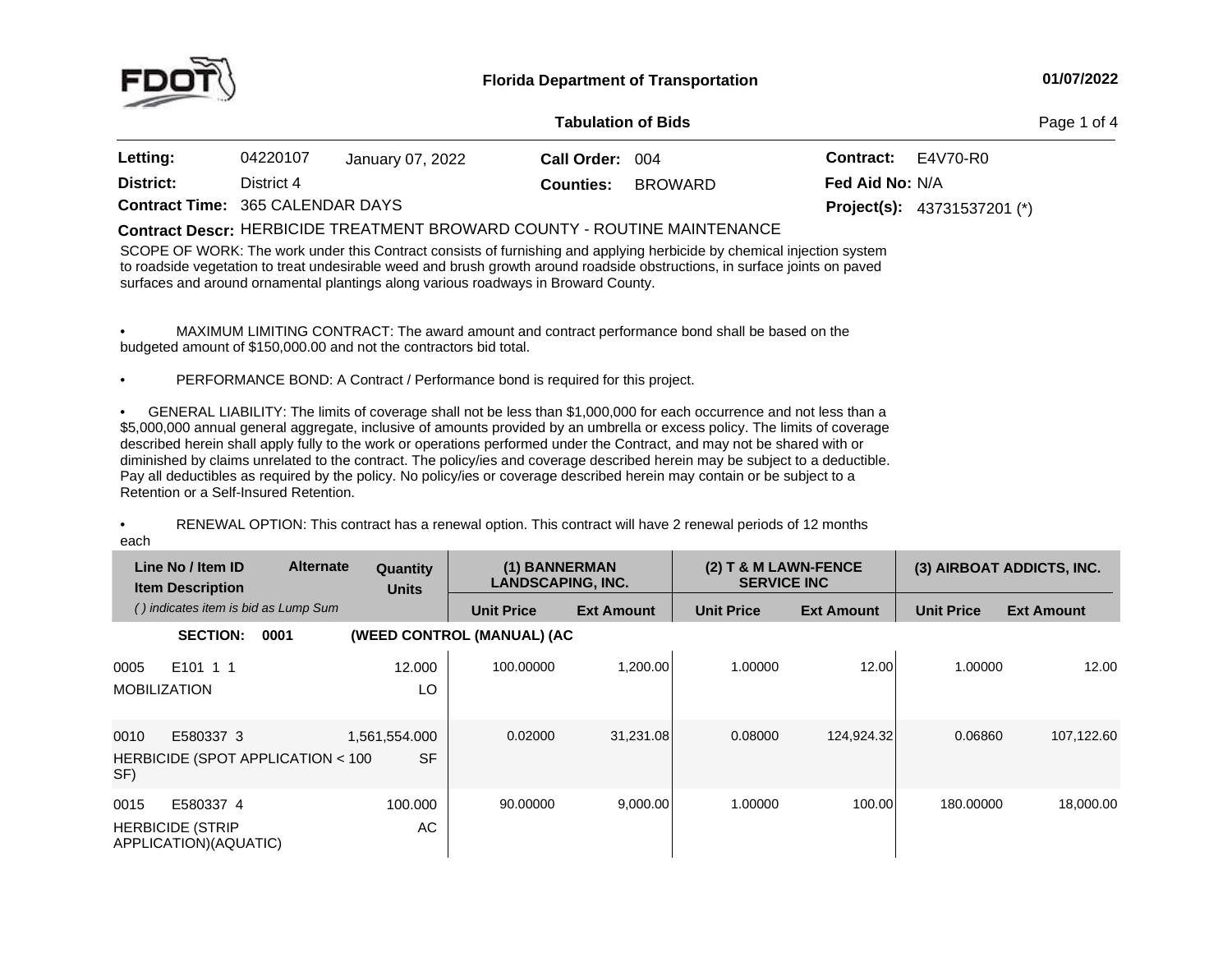**Florida Department of Transportation**

**01/07/2022**

**Tabulation of Bids**

| | | | | | |
|---|---|---|---|---|---|
| **Letting:** | 04220107 January 07, 2022 | **Call Order:** | 004 | **Contract:** | E4V70-R0 |
| **District:** | District 4 | **Counties:** | BROWARD | **Fed Aid No:** | N/A |
| **Contract Time:** | 365 CALENDAR DAYS | | | **Project(s):** | 43731537201 (*) |

**Contract Descr:** HERBICIDE TREATMENT BROWARD COUNTY - ROUTINE MAINTENANCE

SCOPE OF WORK: The work under this Contract consists of furnishing and applying herbicide by chemical injection system to roadside vegetation to treat undesirable weed and brush growth around roadside obstructions, in surface joints on paved surfaces and around ornamental plantings along various roadways in Broward County.

- MAXIMUM LIMITING CONTRACT: The award amount and contract performance bond shall be based on the budgeted amount of $150,000.00 and not the contractors bid total.

- PERFORMANCE BOND: A Contract / Performance bond is required for this project.

- GENERAL LIABILITY: The limits of coverage shall not be less than $1,000,000 for each occurrence and not less than a $5,000,000 annual general aggregate, inclusive of amounts provided by an umbrella or excess policy. The limits of coverage described herein shall apply fully to the work or operations performed under the Contract, and may not be shared with or diminished by claims unrelated to the contract. The policy/ies and coverage described herein may be subject to a deductible. Pay all deductibles as required by the policy. No policy/ies or coverage described herein may contain or be subject to a Retention or a Self-Insured Retention.

- RENEWAL OPTION: This contract has a renewal option. This contract will have 2 renewal periods of 12 months each

| Line No / Item ID / Item Description | Alternate | Quantity / Units | (1) BANNERMAN LANDSCAPING, INC. | | (2) T & M LAWN-FENCE SERVICE INC | | (3) AIRBOAT ADDICTS, INC. | |
|---|---|---|---|---|---|---|---|---|
| *( ) indicates item is bid as Lump Sum* | | | **Unit Price** | **Ext Amount** | **Unit Price** | **Ext Amount** | **Unit Price** | **Ext Amount** |
| **SECTION: 0001** | | **(WEED CONTROL (MANUAL) (AC** | | | | | | |
| 0005 E101 1 1 MOBILIZATION | | 12.000 LO | 100.00000 | 1,200.00 | 1.00000 | 12.00 | 1.00000 | 12.00 |
| 0010 E580337 3 HERBICIDE (SPOT APPLICATION < 100 SF) | | 1,561,554.000 SF | 0.02000 | 31,231.08 | 0.08000 | 124,924.32 | 0.06860 | 107,122.60 |
| 0015 E580337 4 HERBICIDE (STRIP APPLICATION)(AQUATIC) | | 100.000 AC | 90.00000 | 9,000.00 | 1.00000 | 100.00 | 180.00000 | 18,000.00 |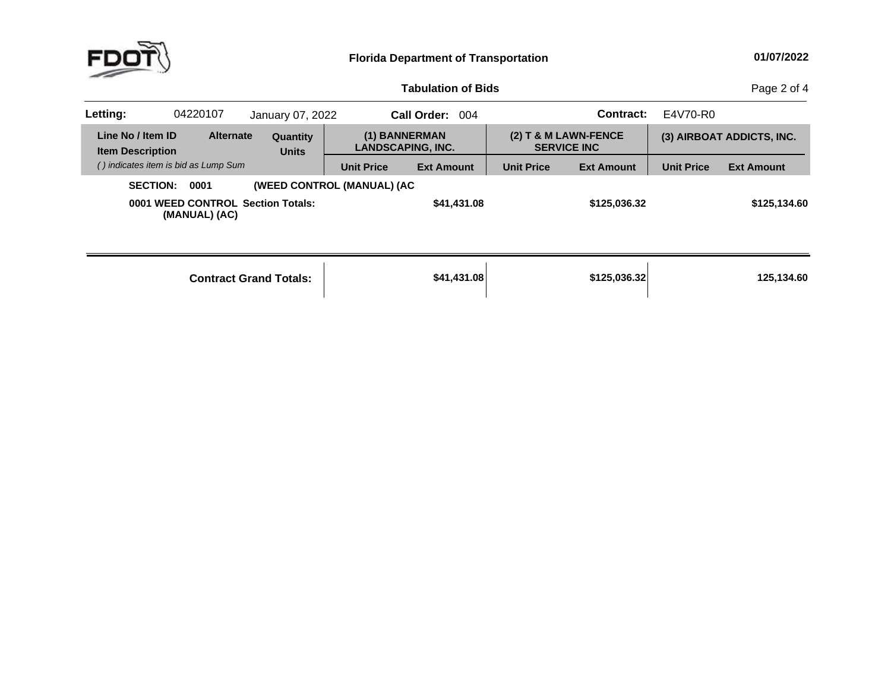**Florida Department of Transportation**

**Tabulation of Bids**

| **Letting:** | 04220107 | January 07, 2022 | **Call Order:** 004 | **Contract:** | E4V70-R0 |
|---|---|---|---|---|---|

| **Line No / Item ID** **Item Description** *( ) indicates item is bid as Lump Sum* | **Alternate** | **Quantity Units** | **(1) BANNERMAN LANDSCAPING, INC.** | | **(2) T & M LAWN-FENCE SERVICE INC** | | **(3) AIRBOAT ADDICTS, INC.** | |
|---|---|---|---|---|---|---|---|---|
| | | | **Unit Price** | **Ext Amount** | **Unit Price** | **Ext Amount** | **Unit Price** | **Ext Amount** |
| **SECTION: 0001** | **(WEED CONTROL (MANUAL) (AC** | | | | | | | |
| **0001 WEED CONTROL (MANUAL) (AC)** | **Section Totals:** | | | **$41,431.08** | | **$125,036.32** | | **$125,134.60** |
| **Contract Grand Totals:** | | | | **$41,431.08** | | **$125,036.32** | | **125,134.60** |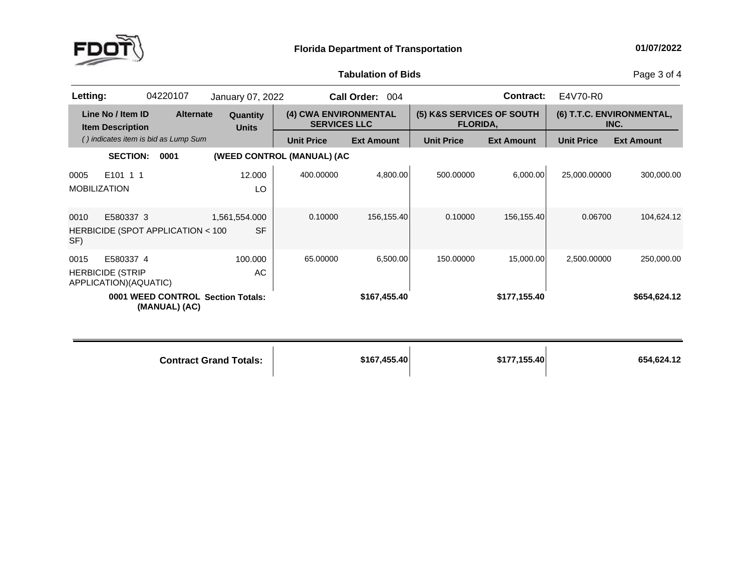# Florida Department of Transportation

01/07/2022

## Tabulation of Bids

**Letting:** 04220107 January 07, 2022 **Call Order:** 004 **Contract:** E4V70-R0

| Line No / Item ID | Item Description | Alternate | Quantity / Units | (4) CWA ENVIRONMENTAL SERVICES LLC | | (5) K&S SERVICES OF SOUTH FLORIDA, | | (6) T.T.C. ENVIRONMENTAL, INC. | |
|---|---|---|---|---|---|---|---|---|---|
| *( ) indicates item is bid as Lump Sum* | | | | Unit Price | Ext Amount | Unit Price | Ext Amount | Unit Price | Ext Amount |
| **SECTION: 0001** | **(WEED CONTROL (MANUAL) (AC** | | | | | | | | |
| 0005 E101 1 1 | MOBILIZATION | | 12.000 LO | 400.00000 | 4,800.00 | 500.00000 | 6,000.00 | 25,000.00000 | 300,000.00 |
| 0010 E580337 3 | HERBICIDE (SPOT APPLICATION < 100 SF) | | 1,561,554.000 SF | 0.10000 | 156,155.40 | 0.10000 | 156,155.40 | 0.06700 | 104,624.12 |
| 0015 E580337 4 | HERBICIDE (STRIP APPLICATION)(AQUATIC) | | 100.000 AC | 65.00000 | 6,500.00 | 150.00000 | 15,000.00 | 2,500.00000 | 250,000.00 |
| **0001 WEED CONTROL (MANUAL) (AC)** | **Section Totals:** | | | | **$167,455.40** | | **$177,155.40** | | **$654,624.12** |
| | **Contract Grand Totals:** | | | | **$167,455.40** | | **$177,155.40** | | **654,624.12** |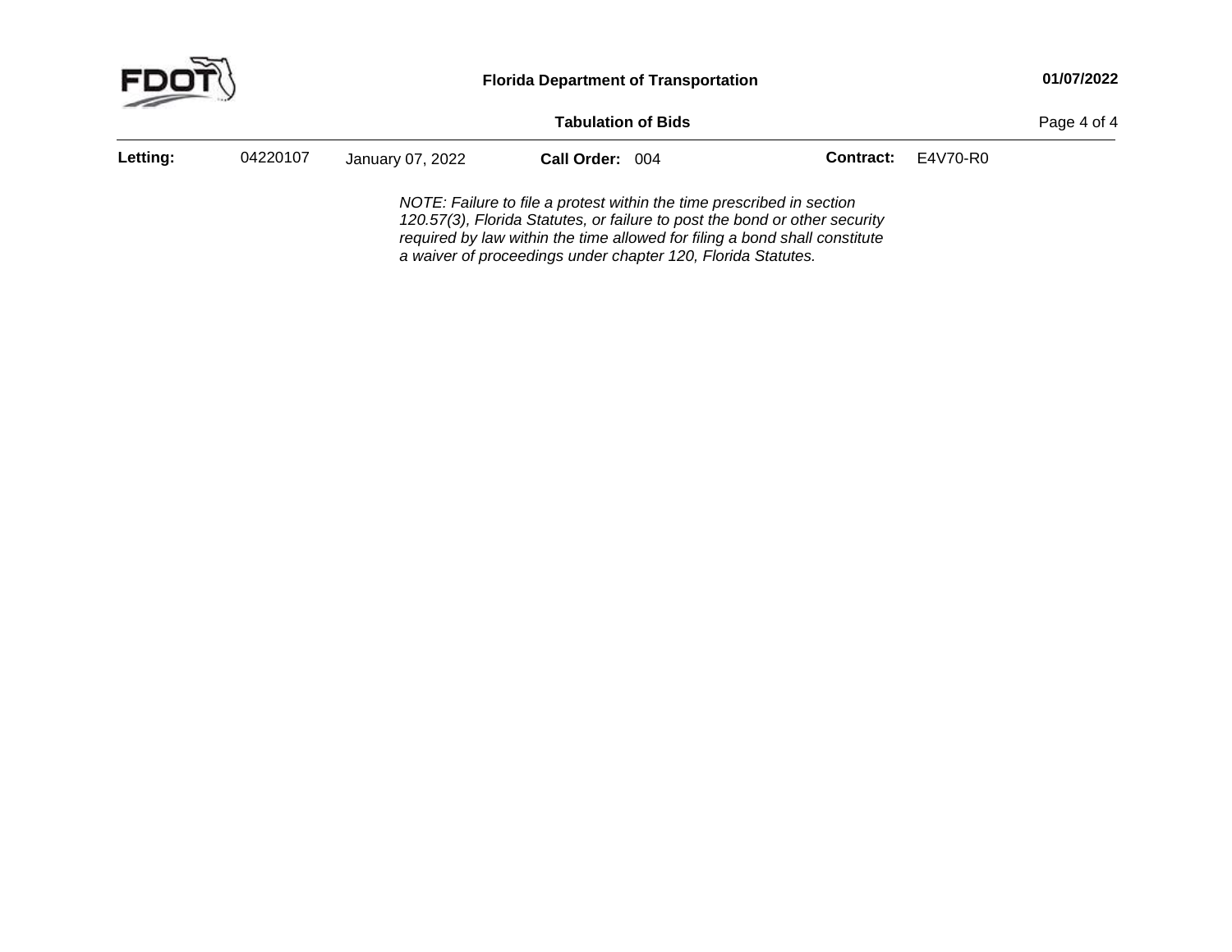**Letting:** 04220107 January 07, 2022 **Call Order:** 004 **Contract:** E4V70-R0

*NOTE: Failure to file a protest within the time prescribed in section 120.57(3), Florida Statutes, or failure to post the bond or other security required by law within the time allowed for filing a bond shall constitute a waiver of proceedings under chapter 120, Florida Statutes.*